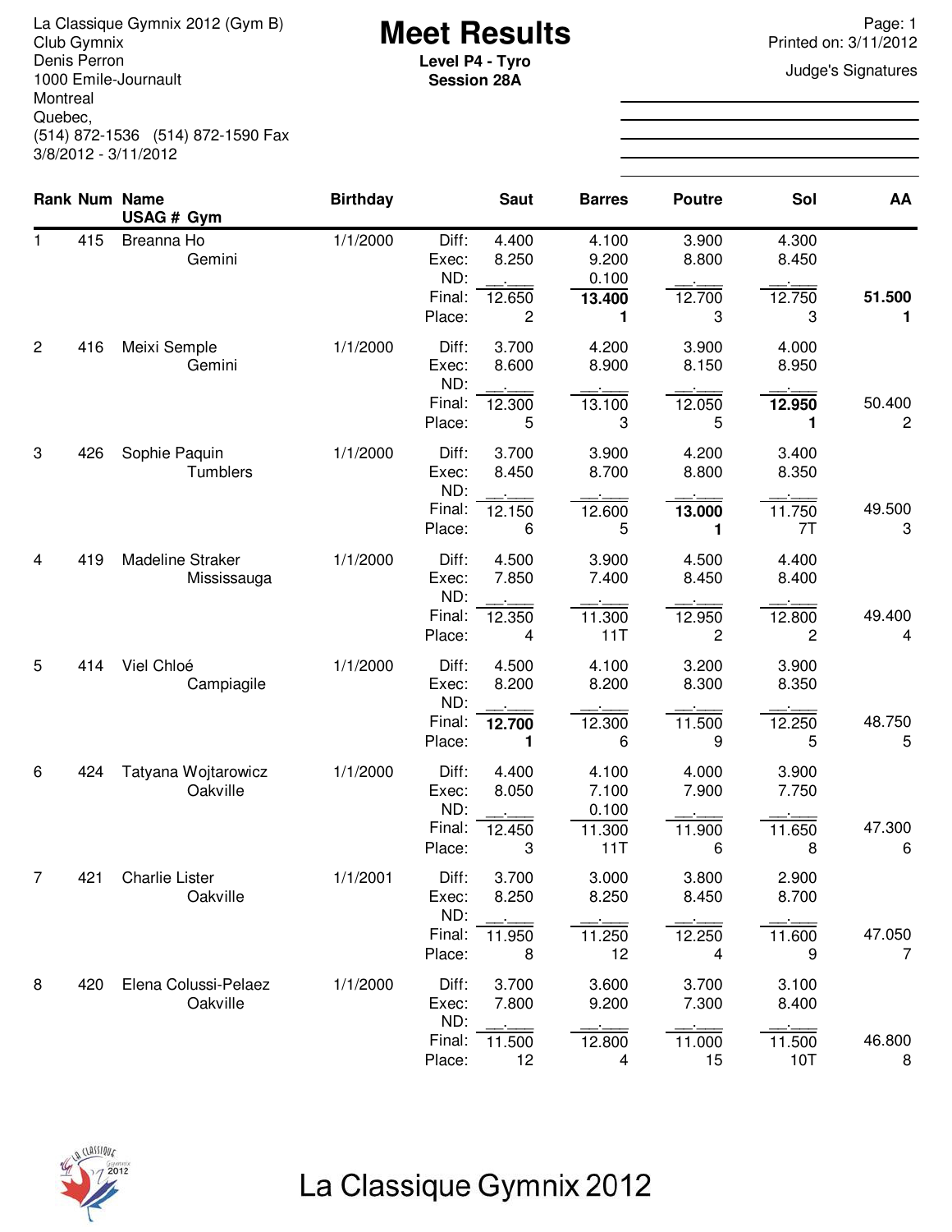La Classique Gymnix 2012 (Gym B)
Club Gymnix
Denis Perron
1000 Emile-Journault
Montreal
Quebec,
(514) 872-1536   (514) 872-1590 Fax
3/8/2012 - 3/11/2012

# Meet Results

**Level P4 - Tyro**
**Session 28A**

Printed on: 3/11/2012

Judge's Signatures

| Rank | Num | Name / USAG # Gym | Birthday | | Saut | Barres | Poutre | Sol | AA |
|---|---|---|---|---|---|---|---|---|---|
| 1 | 415 | Breanna Ho / Gemini | 1/1/2000 | Diff: | 4.400 | 4.100 | 3.900 | 4.300 | |
| | | | | Exec: | 8.250 | 9.200 | 8.800 | 8.450 | |
| | | | | ND: | __.___ | 0.100 | __.___ | __.___ | |
| | | | | Final: | 12.650 | **13.400** | 12.700 | 12.750 | **51.500** |
| | | | | Place: | 2 | **1** | 3 | 3 | **1** |
| 2 | 416 | Meixi Semple / Gemini | 1/1/2000 | Diff: | 3.700 | 4.200 | 3.900 | 4.000 | |
| | | | | Exec: | 8.600 | 8.900 | 8.150 | 8.950 | |
| | | | | ND: | __.___ | __.___ | __.___ | __.___ | |
| | | | | Final: | 12.300 | 13.100 | 12.050 | **12.950** | 50.400 |
| | | | | Place: | 5 | 3 | 5 | **1** | 2 |
| 3 | 426 | Sophie Paquin / Tumblers | 1/1/2000 | Diff: | 3.700 | 3.900 | 4.200 | 3.400 | |
| | | | | Exec: | 8.450 | 8.700 | 8.800 | 8.350 | |
| | | | | ND: | __.___ | __.___ | __.___ | __.___ | |
| | | | | Final: | 12.150 | 12.600 | **13.000** | 11.750 | 49.500 |
| | | | | Place: | 6 | 5 | **1** | 7T | 3 |
| 4 | 419 | Madeline Straker / Mississauga | 1/1/2000 | Diff: | 4.500 | 3.900 | 4.500 | 4.400 | |
| | | | | Exec: | 7.850 | 7.400 | 8.450 | 8.400 | |
| | | | | ND: | __.___ | __.___ | __.___ | __.___ | |
| | | | | Final: | 12.350 | 11.300 | 12.950 | 12.800 | 49.400 |
| | | | | Place: | 4 | 11T | 2 | 2 | 4 |
| 5 | 414 | Viel Chloé / Campiagile | 1/1/2000 | Diff: | 4.500 | 4.100 | 3.200 | 3.900 | |
| | | | | Exec: | 8.200 | 8.200 | 8.300 | 8.350 | |
| | | | | ND: | __.___ | __.___ | __.___ | __.___ | |
| | | | | Final: | **12.700** | 12.300 | 11.500 | 12.250 | 48.750 |
| | | | | Place: | **1** | 6 | 9 | 5 | 5 |
| 6 | 424 | Tatyana Wojtarowicz / Oakville | 1/1/2000 | Diff: | 4.400 | 4.100 | 4.000 | 3.900 | |
| | | | | Exec: | 8.050 | 7.100 | 7.900 | 7.750 | |
| | | | | ND: | __.___ | 0.100 | __.___ | __.___ | |
| | | | | Final: | 12.450 | 11.300 | 11.900 | 11.650 | 47.300 |
| | | | | Place: | 3 | 11T | 6 | 8 | 6 |
| 7 | 421 | Charlie Lister / Oakville | 1/1/2001 | Diff: | 3.700 | 3.000 | 3.800 | 2.900 | |
| | | | | Exec: | 8.250 | 8.250 | 8.450 | 8.700 | |
| | | | | ND: | __.___ | __.___ | __.___ | __.___ | |
| | | | | Final: | 11.950 | 11.250 | 12.250 | 11.600 | 47.050 |
| | | | | Place: | 8 | 12 | 4 | 9 | 7 |
| 8 | 420 | Elena Colussi-Pelaez / Oakville | 1/1/2000 | Diff: | 3.700 | 3.600 | 3.700 | 3.100 | |
| | | | | Exec: | 7.800 | 9.200 | 7.300 | 8.400 | |
| | | | | ND: | __.___ | __.___ | __.___ | __.___ | |
| | | | | Final: | 11.500 | 12.800 | 11.000 | 11.500 | 46.800 |
| | | | | Place: | 12 | 4 | 15 | 10T | 8 |

La Classique Gymnix 2012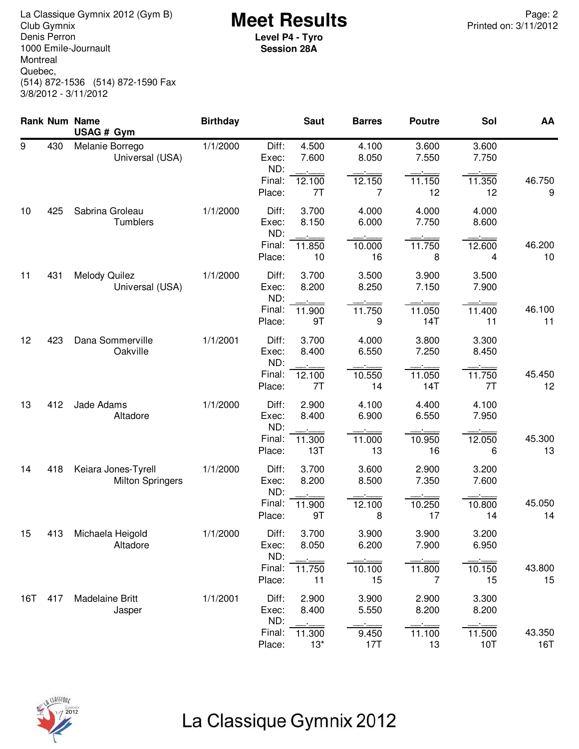La Classique Gymnix 2012 (Gym B)
Club Gymnix
Denis Perron
1000 Emile-Journault
Montreal
Quebec,
(514) 872-1536 (514) 872-1590 Fax
3/8/2012 - 3/11/2012

# Meet Results

**Level P4 - Tyro**
**Session 28A**

Printed on: 3/11/2012

| Rank | Num | Name / USAG # Gym | Birthday | | Saut | Barres | Poutre | Sol | AA |
|---|---|---|---|---|---|---|---|---|---|
| 9 | 430 | Melanie Borrego | 1/1/2000 | Diff: | 4.500 | 4.100 | 3.600 | 3.600 | |
| | | Universal (USA) | | Exec: | 7.600 | 8.050 | 7.550 | 7.750 | |
| | | | | ND: | __.___ | __.___ | __.___ | __.___ | |
| | | | | Final: | 12.100 | 12.150 | 11.150 | 11.350 | 46.750 |
| | | | | Place: | 7T | 7 | 12 | 12 | 9 |
| 10 | 425 | Sabrina Groleau | 1/1/2000 | Diff: | 3.700 | 4.000 | 4.000 | 4.000 | |
| | | Tumblers | | Exec: | 8.150 | 6.000 | 7.750 | 8.600 | |
| | | | | ND: | __.___ | __.___ | __.___ | __.___ | |
| | | | | Final: | 11.850 | 10.000 | 11.750 | 12.600 | 46.200 |
| | | | | Place: | 10 | 16 | 8 | 4 | 10 |
| 11 | 431 | Melody Quilez | 1/1/2000 | Diff: | 3.700 | 3.500 | 3.900 | 3.500 | |
| | | Universal (USA) | | Exec: | 8.200 | 8.250 | 7.150 | 7.900 | |
| | | | | ND: | __.___ | __.___ | __.___ | __.___ | |
| | | | | Final: | 11.900 | 11.750 | 11.050 | 11.400 | 46.100 |
| | | | | Place: | 9T | 9 | 14T | 11 | 11 |
| 12 | 423 | Dana Sommerville | 1/1/2001 | Diff: | 3.700 | 4.000 | 3.800 | 3.300 | |
| | | Oakville | | Exec: | 8.400 | 6.550 | 7.250 | 8.450 | |
| | | | | ND: | __.___ | __.___ | __.___ | __.___ | |
| | | | | Final: | 12.100 | 10.550 | 11.050 | 11.750 | 45.450 |
| | | | | Place: | 7T | 14 | 14T | 7T | 12 |
| 13 | 412 | Jade Adams | 1/1/2000 | Diff: | 2.900 | 4.100 | 4.400 | 4.100 | |
| | | Altadore | | Exec: | 8.400 | 6.900 | 6.550 | 7.950 | |
| | | | | ND: | __.___ | __.___ | __.___ | __.___ | |
| | | | | Final: | 11.300 | 11.000 | 10.950 | 12.050 | 45.300 |
| | | | | Place: | 13T | 13 | 16 | 6 | 13 |
| 14 | 418 | Keiara Jones-Tyrell | 1/1/2000 | Diff: | 3.700 | 3.600 | 2.900 | 3.200 | |
| | | Milton Springers | | Exec: | 8.200 | 8.500 | 7.350 | 7.600 | |
| | | | | ND: | __.___ | __.___ | __.___ | __.___ | |
| | | | | Final: | 11.900 | 12.100 | 10.250 | 10.800 | 45.050 |
| | | | | Place: | 9T | 8 | 17 | 14 | 14 |
| 15 | 413 | Michaela Heigold | 1/1/2000 | Diff: | 3.700 | 3.900 | 3.900 | 3.200 | |
| | | Altadore | | Exec: | 8.050 | 6.200 | 7.900 | 6.950 | |
| | | | | ND: | __.___ | __.___ | __.___ | __.___ | |
| | | | | Final: | 11.750 | 10.100 | 11.800 | 10.150 | 43.800 |
| | | | | Place: | 11 | 15 | 7 | 15 | 15 |
| 16T | 417 | Madelaine Britt | 1/1/2001 | Diff: | 2.900 | 3.900 | 2.900 | 3.300 | |
| | | Jasper | | Exec: | 8.400 | 5.550 | 8.200 | 8.200 | |
| | | | | ND: | __.___ | __.___ | __.___ | __.___ | |
| | | | | Final: | 11.300 | 9.450 | 11.100 | 11.500 | 43.350 |
| | | | | Place: | 13* | 17T | 13 | 10T | 16T |

La Classique Gymnix 2012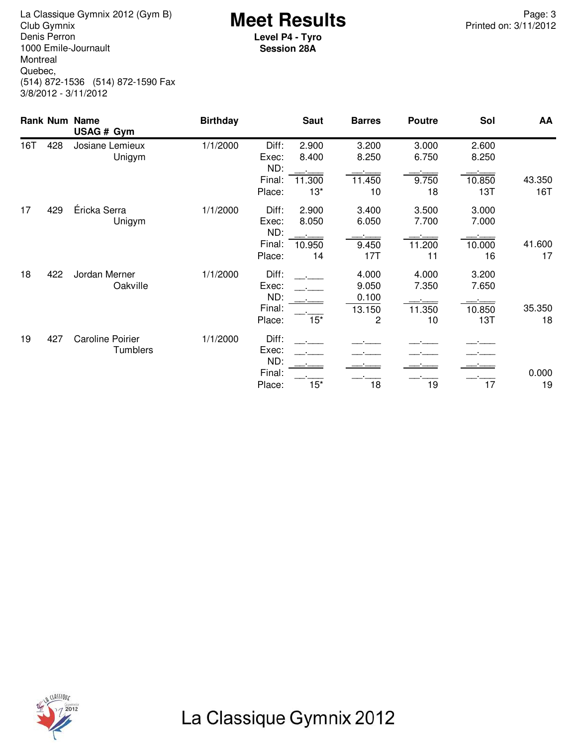La Classique Gymnix 2012 (Gym B)
Club Gymnix
Denis Perron
1000 Emile-Journault
Montreal
Quebec,
(514) 872-1536 (514) 872-1590 Fax
3/8/2012 - 3/11/2012

# Meet Results

**Level P4 - Tyro**
**Session 28A**

Printed on: 3/11/2012

| Rank | Num | Name / USAG # Gym | Birthday | | Saut | Barres | Poutre | Sol | AA |
|---|---|---|---|---|---|---|---|---|---|
| 16T | 428 | Josiane Lemieux | 1/1/2000 | Diff: | 2.900 | 3.200 | 3.000 | 2.600 | |
| | | Unigym | | Exec: | 8.400 | 8.250 | 6.750 | 8.250 | |
| | | | | ND: | __.___ | __.___ | __.___ | __.___ | |
| | | | | Final: | 11.300 | 11.450 | 9.750 | 10.850 | 43.350 |
| | | | | Place: | 13* | 10 | 18 | 13T | 16T |
| 17 | 429 | Éricka Serra | 1/1/2000 | Diff: | 2.900 | 3.400 | 3.500 | 3.000 | |
| | | Unigym | | Exec: | 8.050 | 6.050 | 7.700 | 7.000 | |
| | | | | ND: | __.___ | __.___ | __.___ | __.___ | |
| | | | | Final: | 10.950 | 9.450 | 11.200 | 10.000 | 41.600 |
| | | | | Place: | 14 | 17T | 11 | 16 | 17 |
| 18 | 422 | Jordan Merner | 1/1/2000 | Diff: | __.___ | 4.000 | 4.000 | 3.200 | |
| | | Oakville | | Exec: | __.___ | 9.050 | 7.350 | 7.650 | |
| | | | | ND: | __.___ | 0.100 | __.___ | __.___ | |
| | | | | Final: | __.___ | 13.150 | 11.350 | 10.850 | 35.350 |
| | | | | Place: | 15* | 2 | 10 | 13T | 18 |
| 19 | 427 | Caroline Poirier | 1/1/2000 | Diff: | __.___ | __.___ | __.___ | __.___ | |
| | | Tumblers | | Exec: | __.___ | __.___ | __.___ | __.___ | |
| | | | | ND: | __.___ | __.___ | __.___ | __.___ | |
| | | | | Final: | __.___ | __.___ | __.___ | __.___ | 0.000 |
| | | | | Place: | 15* | 18 | 19 | 17 | 19 |

La Classique Gymnix 2012